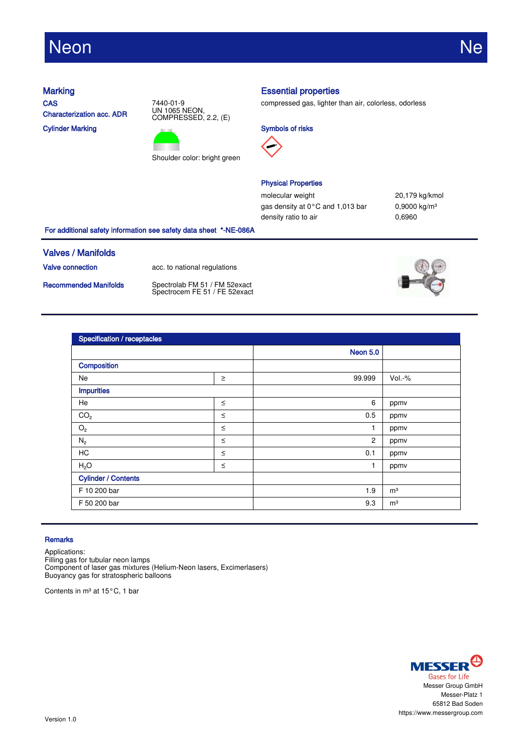# Neon Ne

## Marking

**CAS** 7440-01-9

**Characterization acc. ADR** UN 1065 NEON, COMPRESSED, 2.2, (E)

**Cylinder Marking**

Shoulder color: bright green

## Essential properties

compressed gas, lighter than air, colorless, odorless

### Symbols of risks

### Physical Properties

| | |
|---|---|
| molecular weight | 20,179 kg/kmol |
| gas density at 0 °C and 1,013 bar | 0,9000 kg/m³ |
| density ratio to air | 0,6960 |

**For additional safety information see safety data sheet *-NE-086A**

## Valves / Manifolds

**Valve connection** acc. to national regulations

**Recommended Manifolds** Spectrolab FM 51 / FM 52exact
Spectrocem FE 51 / FE 52exact

| Specification / receptacles | | | |
|---|---|---|---|
| | | Neon 5.0 | |
| **Composition** | | | |
| Ne | ≥ | 99.999 | Vol.-% |
| **Impurities** | | | |
| He | ≤ | 6 | ppmv |
| $CO_2$ | ≤ | 0.5 | ppmv |
| $O_2$ | ≤ | 1 | ppmv |
| $N_2$ | ≤ | 2 | ppmv |
| HC | ≤ | 0.1 | ppmv |
| $H_2O$ | ≤ | 1 | ppmv |
| **Cylinder / Contents** | | | |
| F 10 200 bar | | 1.9 | m³ |
| F 50 200 bar | | 9.3 | m³ |

## Remarks

Applications:
Filling gas for tubular neon lamps
Component of laser gas mixtures (Helium-Neon lasers, Excimerlasers)
Buoyancy gas for stratospheric balloons

Contents in m³ at 15 °C, 1 bar

MESSER
Gases for Life
Messer Group GmbH
Messer-Platz 1
65812 Bad Soden
https://www.messergroup.com

Version 1.0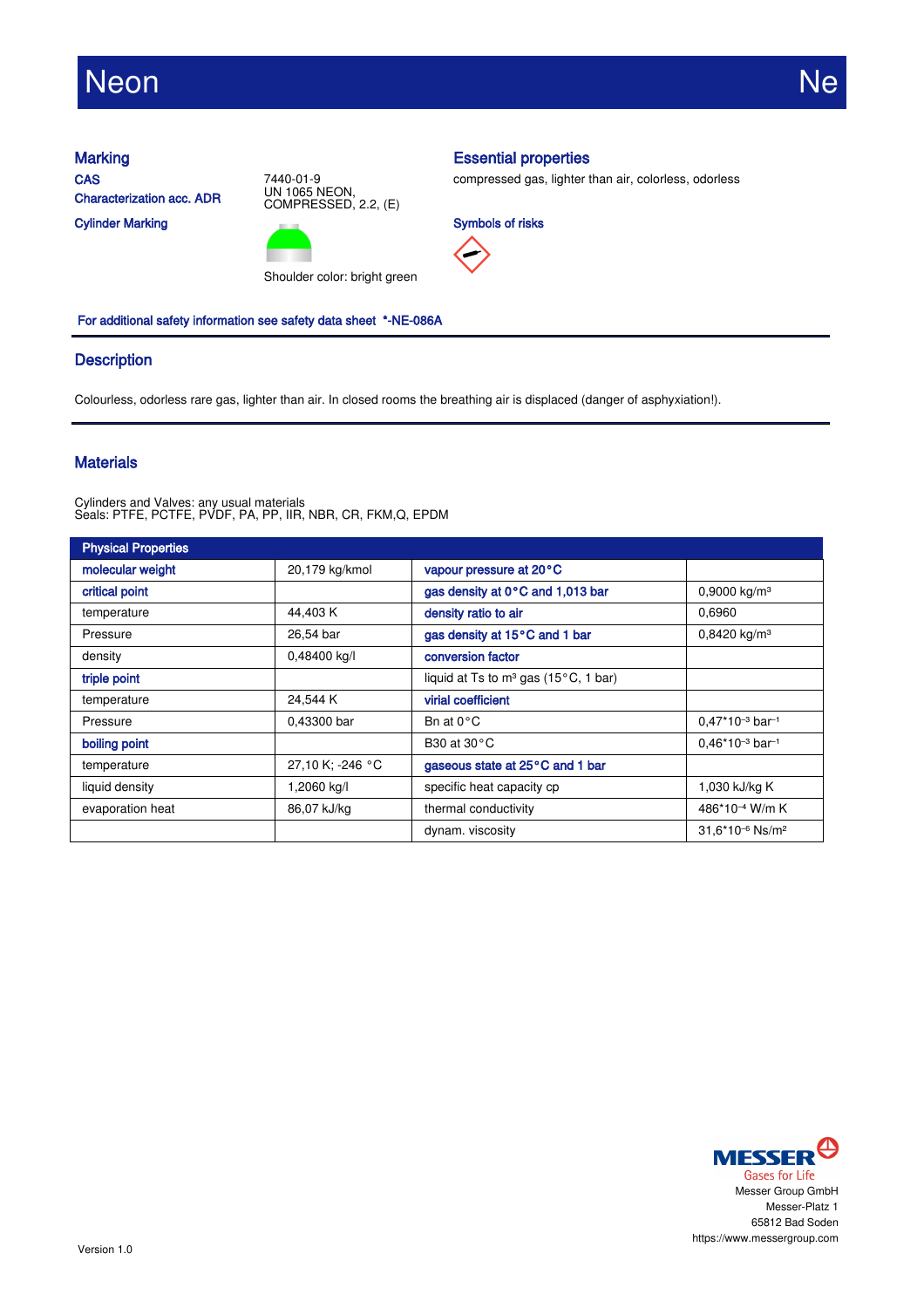# Neon

Ne

## Marking

| | |
|---|---|
| CAS | 7440-01-9 |
| Characterization acc. ADR | UN 1065 NEON, COMPRESSED, 2.2, (E) |
| Cylinder Marking | Shoulder color: bright green |

## Essential properties

compressed gas, lighter than air, colorless, odorless

**Symbols of risks**

For additional safety information see safety data sheet *-NE-086A

## Description

Colourless, odorless rare gas, lighter than air. In closed rooms the breathing air is displaced (danger of asphyxiation!).

## Materials

Cylinders and Valves: any usual materials
Seals: PTFE, PCTFE, PVDF, PA, PP, IIR, NBR, CR, FKM,Q, EPDM

| Physical Properties | | | |
|---|---|---|---|
| **molecular weight** | 20,179 kg/kmol | **vapour pressure at 20°C** | |
| **critical point** | | **gas density at 0°C and 1,013 bar** | 0,9000 kg/m³ |
| temperature | 44,403 K | **density ratio to air** | 0,6960 |
| Pressure | 26,54 bar | **gas density at 15°C and 1 bar** | 0,8420 kg/m³ |
| density | 0,48400 kg/l | **conversion factor** | |
| **triple point** | | liquid at Ts to m³ gas (15°C, 1 bar) | |
| temperature | 24,544 K | **virial coefficient** | |
| Pressure | 0,43300 bar | Bn at 0°C | $0{,}47 \cdot 10^{-3}$ bar$^{-1}$ |
| **boiling point** | | B30 at 30°C | $0{,}46 \cdot 10^{-3}$ bar$^{-1}$ |
| temperature | 27,10 K; -246 °C | **gaseous state at 25°C and 1 bar** | |
| liquid density | 1,2060 kg/l | specific heat capacity cp | 1,030 kJ/kg K |
| evaporation heat | 86,07 kJ/kg | thermal conductivity | $486 \cdot 10^{-4}$ W/m K |
| | | dynam. viscosity | $31{,}6 \cdot 10^{-6}$ Ns/m² |

MESSER
Gases for Life
Messer Group GmbH
Messer-Platz 1
65812 Bad Soden
https://www.messergroup.com

Version 1.0